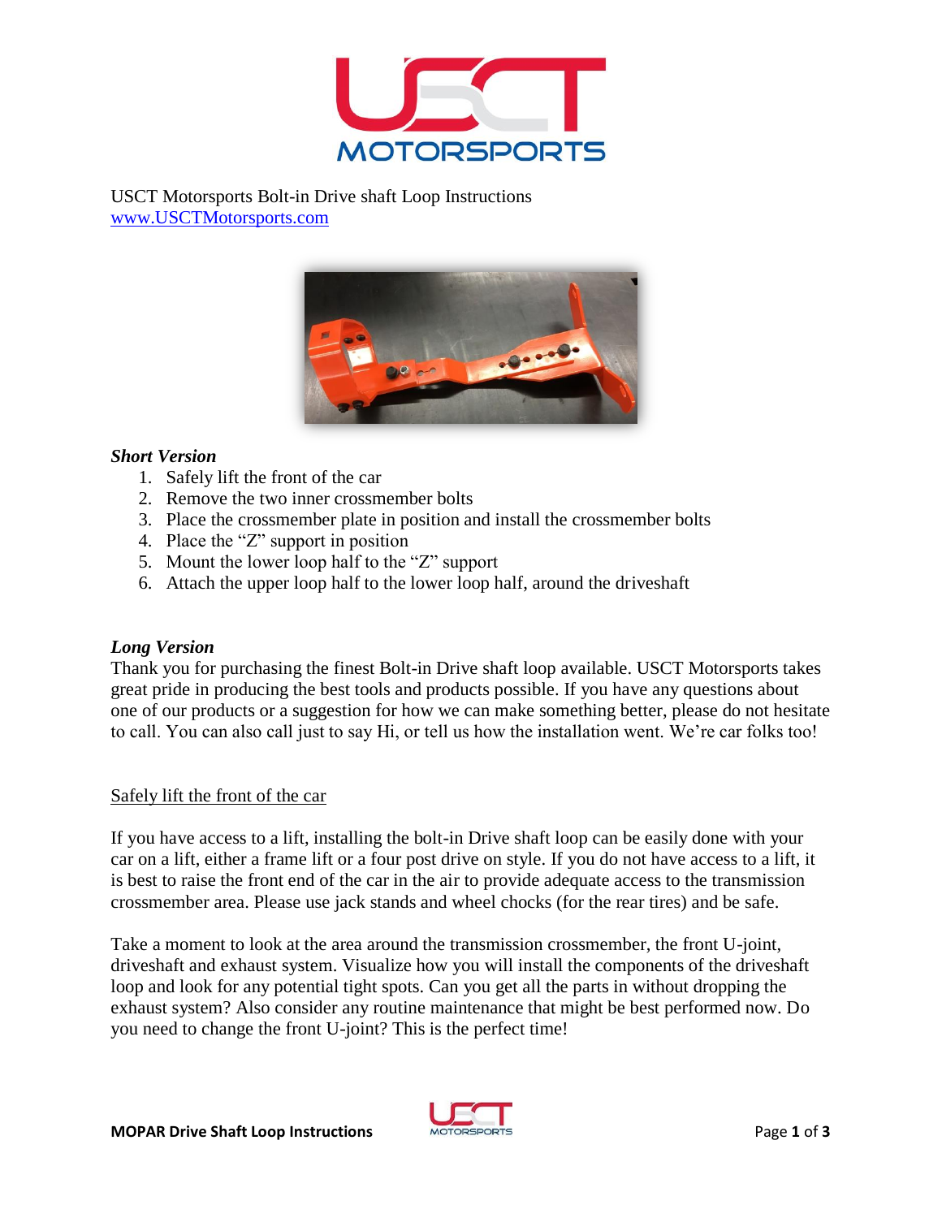USCT Motorsports Bolt-in Drive shaft Loop Instructions
[www.USCTMotorsports.com](http://www.USCTMotorsports.com)

### *Short Version*

1. Safely lift the front of the car
2. Remove the two inner crossmember bolts
3. Place the crossmember plate in position and install the crossmember bolts
4. Place the "Z" support in position
5. Mount the lower loop half to the "Z" support
6. Attach the upper loop half to the lower loop half, around the driveshaft

### *Long Version*

Thank you for purchasing the finest Bolt-in Drive shaft loop available. USCT Motorsports takes great pride in producing the best tools and products possible. If you have any questions about one of our products or a suggestion for how we can make something better, please do not hesitate to call. You can also call just to say Hi, or tell us how the installation went. We're car folks too!

#### Safely lift the front of the car

If you have access to a lift, installing the bolt-in Drive shaft loop can be easily done with your car on a lift, either a frame lift or a four post drive on style. If you do not have access to a lift, it is best to raise the front end of the car in the air to provide adequate access to the transmission crossmember area. Please use jack stands and wheel chocks (for the rear tires) and be safe.

Take a moment to look at the area around the transmission crossmember, the front U-joint, driveshaft and exhaust system. Visualize how you will install the components of the driveshaft loop and look for any potential tight spots. Can you get all the parts in without dropping the exhaust system? Also consider any routine maintenance that might be best performed now. Do you need to change the front U-joint? This is the perfect time!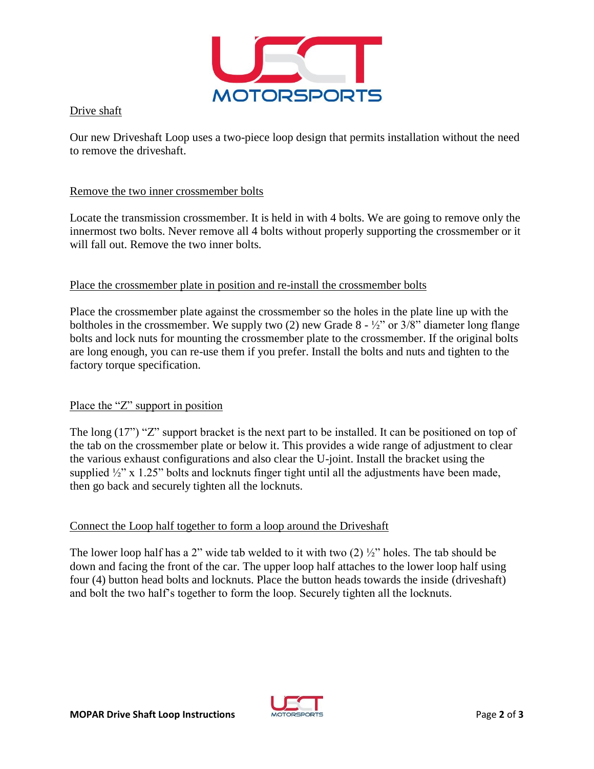## Drive shaft

Our new Driveshaft Loop uses a two-piece loop design that permits installation without the need to remove the driveshaft.

## Remove the two inner crossmember bolts

Locate the transmission crossmember. It is held in with 4 bolts. We are going to remove only the innermost two bolts. Never remove all 4 bolts without properly supporting the crossmember or it will fall out. Remove the two inner bolts.

## Place the crossmember plate in position and re-install the crossmember bolts

Place the crossmember plate against the crossmember so the holes in the plate line up with the boltholes in the crossmember. We supply two (2) new Grade 8 - ½" or 3/8" diameter long flange bolts and lock nuts for mounting the crossmember plate to the crossmember. If the original bolts are long enough, you can re-use them if you prefer. Install the bolts and nuts and tighten to the factory torque specification.

## Place the "Z" support in position

The long (17") "Z" support bracket is the next part to be installed. It can be positioned on top of the tab on the crossmember plate or below it. This provides a wide range of adjustment to clear the various exhaust configurations and also clear the U-joint. Install the bracket using the supplied ½" x 1.25" bolts and locknuts finger tight until all the adjustments have been made, then go back and securely tighten all the locknuts.

## Connect the Loop half together to form a loop around the Driveshaft

The lower loop half has a 2" wide tab welded to it with two (2) ½" holes. The tab should be down and facing the front of the car. The upper loop half attaches to the lower loop half using four (4) button head bolts and locknuts. Place the button heads towards the inside (driveshaft) and bolt the two half's together to form the loop. Securely tighten all the locknuts.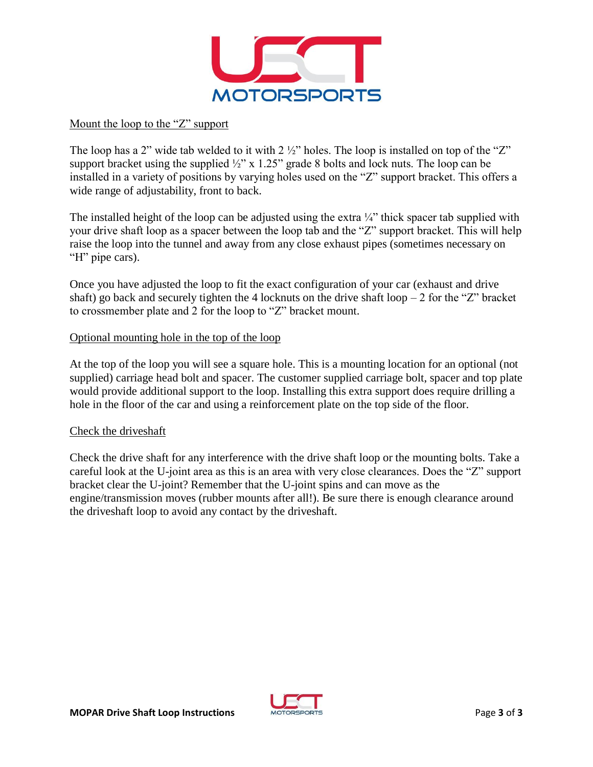## Mount the loop to the "Z" support

The loop has a 2" wide tab welded to it with 2 ½" holes. The loop is installed on top of the "Z" support bracket using the supplied ½" x 1.25" grade 8 bolts and lock nuts. The loop can be installed in a variety of positions by varying holes used on the "Z" support bracket. This offers a wide range of adjustability, front to back.

The installed height of the loop can be adjusted using the extra ¼" thick spacer tab supplied with your drive shaft loop as a spacer between the loop tab and the "Z" support bracket. This will help raise the loop into the tunnel and away from any close exhaust pipes (sometimes necessary on "H" pipe cars).

Once you have adjusted the loop to fit the exact configuration of your car (exhaust and drive shaft) go back and securely tighten the 4 locknuts on the drive shaft loop – 2 for the "Z" bracket to crossmember plate and 2 for the loop to "Z" bracket mount.

## Optional mounting hole in the top of the loop

At the top of the loop you will see a square hole. This is a mounting location for an optional (not supplied) carriage head bolt and spacer. The customer supplied carriage bolt, spacer and top plate would provide additional support to the loop. Installing this extra support does require drilling a hole in the floor of the car and using a reinforcement plate on the top side of the floor.

## Check the driveshaft

Check the drive shaft for any interference with the drive shaft loop or the mounting bolts. Take a careful look at the U-joint area as this is an area with very close clearances. Does the "Z" support bracket clear the U-joint? Remember that the U-joint spins and can move as the engine/transmission moves (rubber mounts after all!). Be sure there is enough clearance around the driveshaft loop to avoid any contact by the driveshaft.